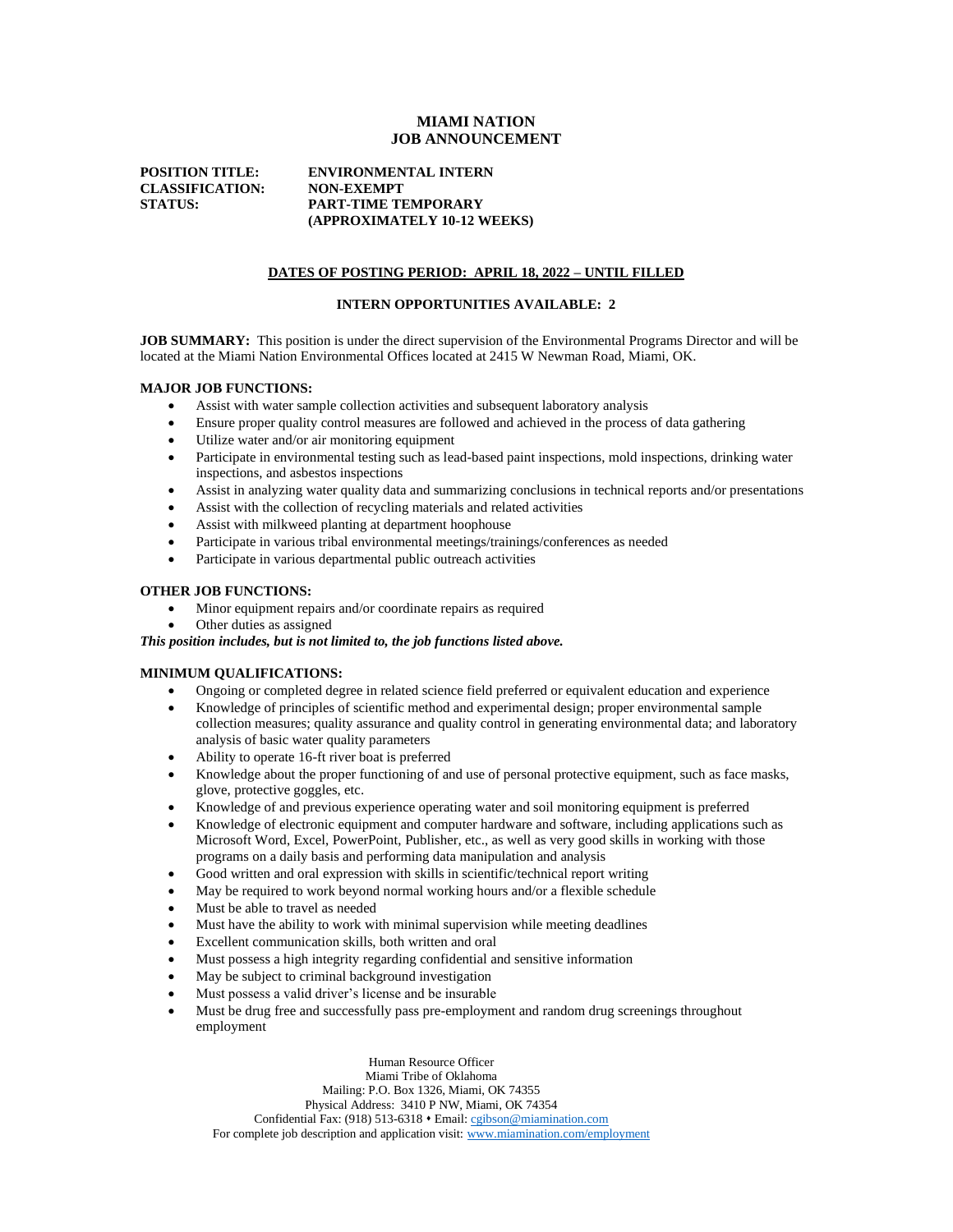# MIAMI NATION
# JOB ANNOUNCEMENT

**POSITION TITLE:** **ENVIRONMENTAL INTERN**
**CLASSIFICATION:** **NON-EXEMPT**
**STATUS:** **PART-TIME TEMPORARY (APPROXIMATELY 10-12 WEEKS)**

**DATES OF POSTING PERIOD: APRIL 18, 2022 – UNTIL FILLED**

**INTERN OPPORTUNITIES AVAILABLE: 2**

**JOB SUMMARY:** This position is under the direct supervision of the Environmental Programs Director and will be located at the Miami Nation Environmental Offices located at 2415 W Newman Road, Miami, OK.

**MAJOR JOB FUNCTIONS:**

- Assist with water sample collection activities and subsequent laboratory analysis
- Ensure proper quality control measures are followed and achieved in the process of data gathering
- Utilize water and/or air monitoring equipment
- Participate in environmental testing such as lead-based paint inspections, mold inspections, drinking water inspections, and asbestos inspections
- Assist in analyzing water quality data and summarizing conclusions in technical reports and/or presentations
- Assist with the collection of recycling materials and related activities
- Assist with milkweed planting at department hoophouse
- Participate in various tribal environmental meetings/trainings/conferences as needed
- Participate in various departmental public outreach activities

**OTHER JOB FUNCTIONS:**

- Minor equipment repairs and/or coordinate repairs as required
- Other duties as assigned

***This position includes, but is not limited to, the job functions listed above.***

**MINIMUM QUALIFICATIONS:**

- Ongoing or completed degree in related science field preferred or equivalent education and experience
- Knowledge of principles of scientific method and experimental design; proper environmental sample collection measures; quality assurance and quality control in generating environmental data; and laboratory analysis of basic water quality parameters
- Ability to operate 16-ft river boat is preferred
- Knowledge about the proper functioning of and use of personal protective equipment, such as face masks, glove, protective goggles, etc.
- Knowledge of and previous experience operating water and soil monitoring equipment is preferred
- Knowledge of electronic equipment and computer hardware and software, including applications such as Microsoft Word, Excel, PowerPoint, Publisher, etc., as well as very good skills in working with those programs on a daily basis and performing data manipulation and analysis
- Good written and oral expression with skills in scientific/technical report writing
- May be required to work beyond normal working hours and/or a flexible schedule
- Must be able to travel as needed
- Must have the ability to work with minimal supervision while meeting deadlines
- Excellent communication skills, both written and oral
- Must possess a high integrity regarding confidential and sensitive information
- May be subject to criminal background investigation
- Must possess a valid driver's license and be insurable
- Must be drug free and successfully pass pre-employment and random drug screenings throughout employment

Human Resource Officer
Miami Tribe of Oklahoma
Mailing: P.O. Box 1326, Miami, OK 74355
Physical Address: 3410 P NW, Miami, OK 74354
Confidential Fax: (918) 513-6318 • Email: cgibson@miamination.com
For complete job description and application visit: www.miamination.com/employment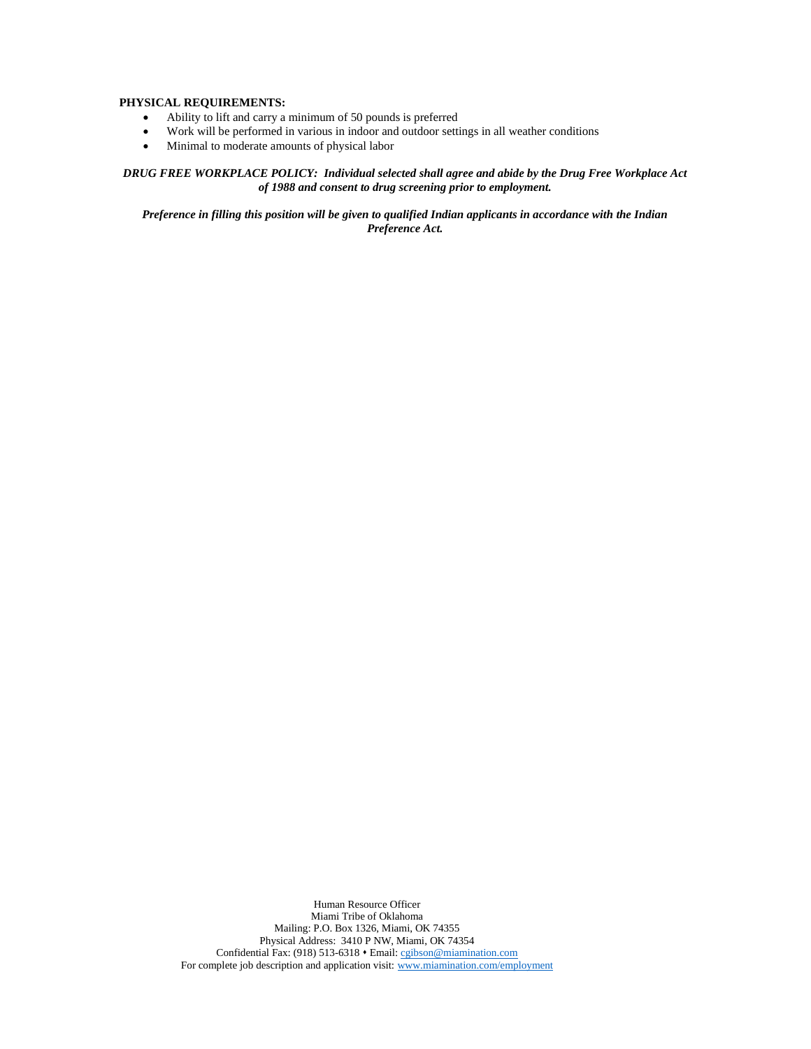**PHYSICAL REQUIREMENTS:**

- Ability to lift and carry a minimum of 50 pounds is preferred
- Work will be performed in various in indoor and outdoor settings in all weather conditions
- Minimal to moderate amounts of physical labor

***DRUG FREE WORKPLACE POLICY: Individual selected shall agree and abide by the Drug Free Workplace Act of 1988 and consent to drug screening prior to employment.***

***Preference in filling this position will be given to qualified Indian applicants in accordance with the Indian Preference Act.***

Human Resource Officer
Miami Tribe of Oklahoma
Mailing: P.O. Box 1326, Miami, OK 74355
Physical Address: 3410 P NW, Miami, OK 74354
Confidential Fax: (918) 513-6318 • Email: cgibson@miamination.com
For complete job description and application visit: www.miamination.com/employment